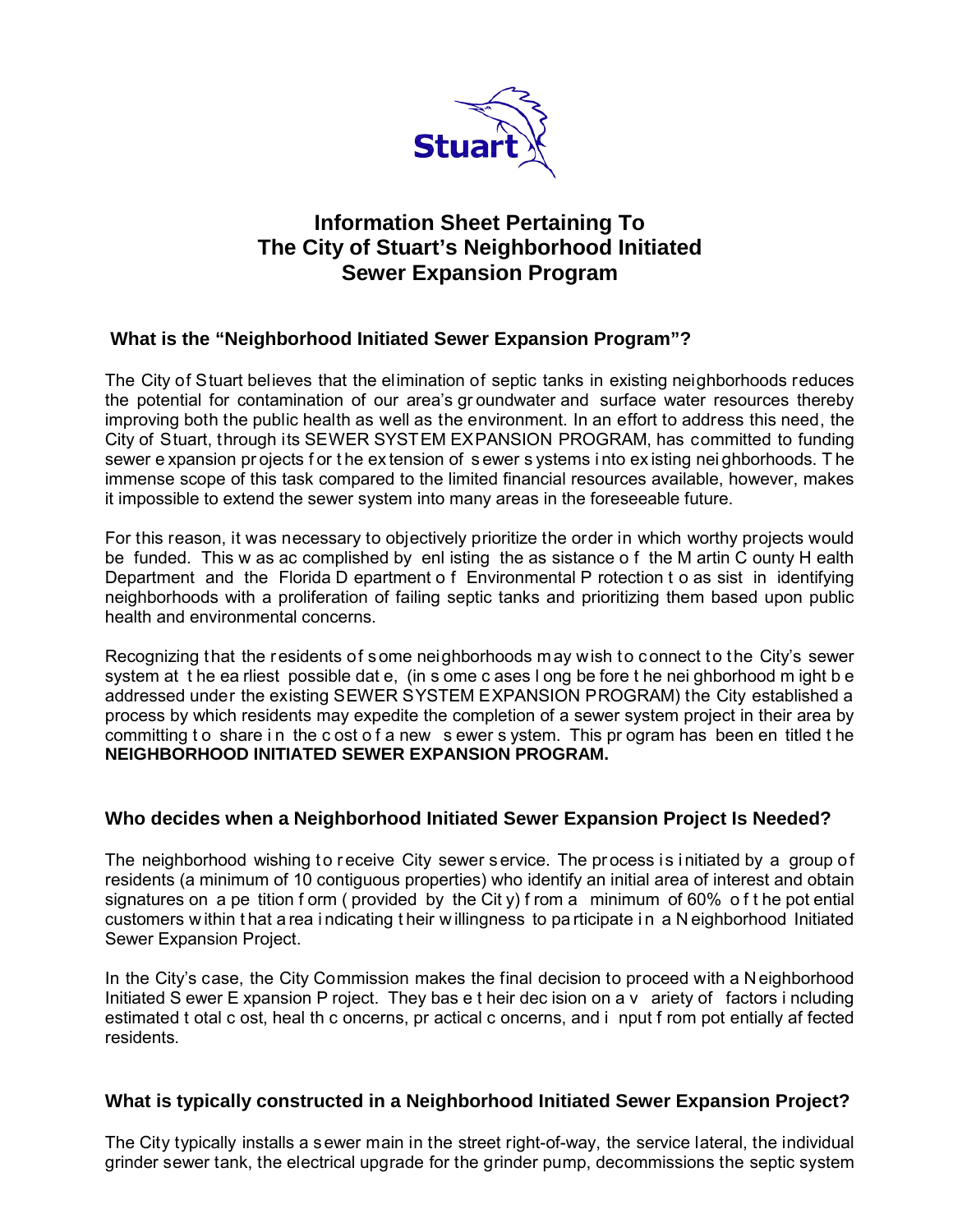# Information Sheet Pertaining To The City of Stuart's Neighborhood Initiated Sewer Expansion Program

## What is the "Neighborhood Initiated Sewer Expansion Program"?

The City of Stuart believes that the elimination of septic tanks in existing neighborhoods reduces the potential for contamination of our area's groundwater and surface water resources thereby improving both the public health as well as the environment. In an effort to address this need, the City of Stuart, through its SEWER SYSTEM EXPANSION PROGRAM, has committed to funding sewer expansion projects for the extension of sewer systems into existing neighborhoods. The immense scope of this task compared to the limited financial resources available, however, makes it impossible to extend the sewer system into many areas in the foreseeable future.

For this reason, it was necessary to objectively prioritize the order in which worthy projects would be funded. This was accomplished by enlisting the assistance of the Martin County Health Department and the Florida Department of Environmental Protection to assist in identifying neighborhoods with a proliferation of failing septic tanks and prioritizing them based upon public health and environmental concerns.

Recognizing that the residents of some neighborhoods may wish to connect to the City's sewer system at the earliest possible date, (in some cases long before the neighborhood might be addressed under the existing SEWER SYSTEM EXPANSION PROGRAM) the City established a process by which residents may expedite the completion of a sewer system project in their area by committing to share in the cost of a new sewer system. This program has been entitled the **NEIGHBORHOOD INITIATED SEWER EXPANSION PROGRAM.**

## Who decides when a Neighborhood Initiated Sewer Expansion Project Is Needed?

The neighborhood wishing to receive City sewer service. The process is initiated by a group of residents (a minimum of 10 contiguous properties) who identify an initial area of interest and obtain signatures on a petition form (provided by the City) from a minimum of 60% of the potential customers within that area indicating their willingness to participate in a Neighborhood Initiated Sewer Expansion Project.

In the City's case, the City Commission makes the final decision to proceed with a Neighborhood Initiated Sewer Expansion Project. They base their decision on a variety of factors including estimated total cost, health concerns, practical concerns, and input from potentially affected residents.

## What is typically constructed in a Neighborhood Initiated Sewer Expansion Project?

The City typically installs a sewer main in the street right-of-way, the service lateral, the individual grinder sewer tank, the electrical upgrade for the grinder pump, decommissions the septic system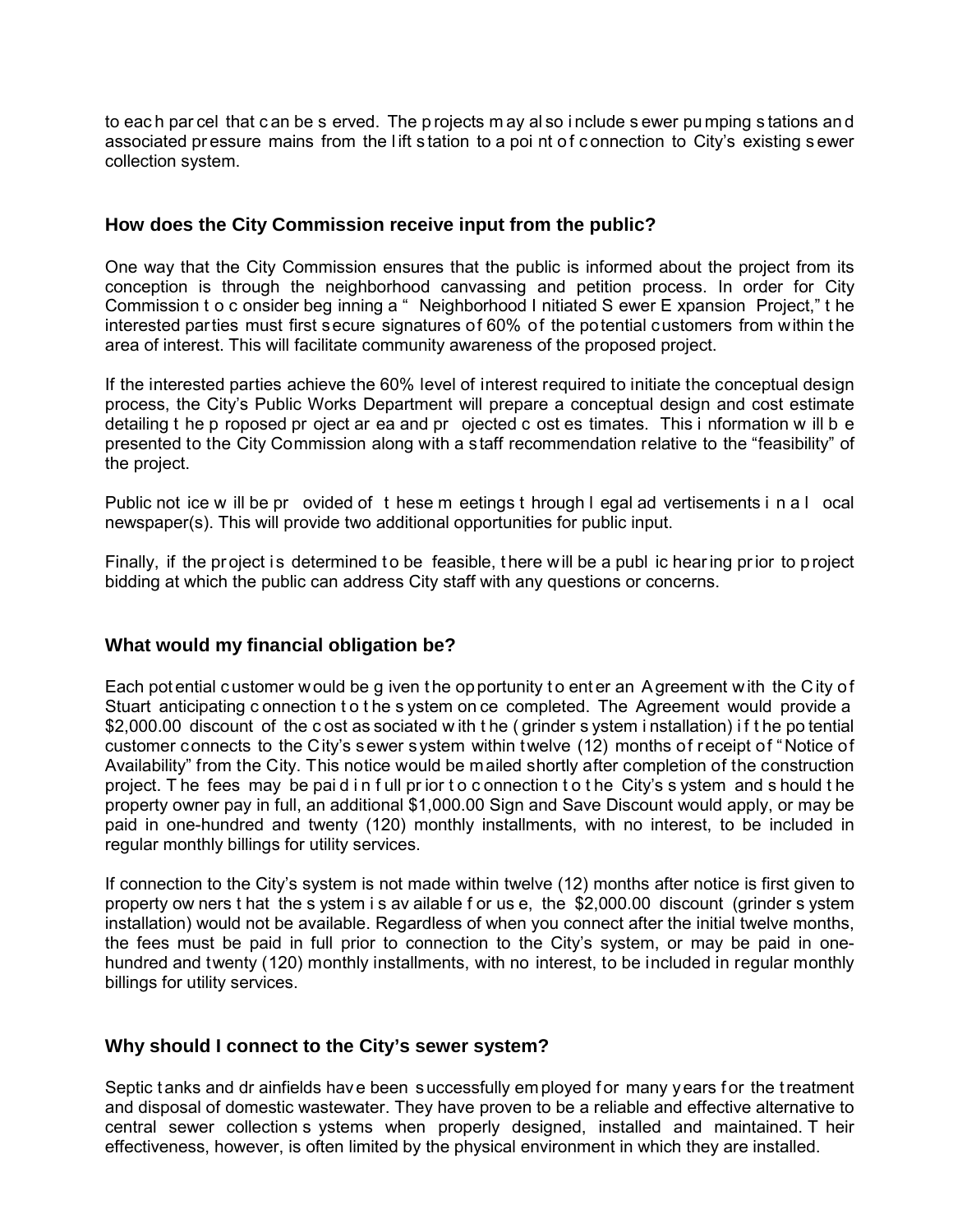to each parcel that can be served. The projects may also include sewer pumping stations and associated pressure mains from the lift station to a point of connection to City's existing sewer collection system.

## How does the City Commission receive input from the public?

One way that the City Commission ensures that the public is informed about the project from its conception is through the neighborhood canvassing and petition process. In order for City Commission to consider beginning a " Neighborhood Initiated Sewer Expansion Project," the interested parties must first secure signatures of 60% of the potential customers from within the area of interest. This will facilitate community awareness of the proposed project.

If the interested parties achieve the 60% level of interest required to initiate the conceptual design process, the City's Public Works Department will prepare a conceptual design and cost estimate detailing the proposed project area and projected cost estimates. This information will be presented to the City Commission along with a staff recommendation relative to the "feasibility" of the project.

Public notice will be provided of these meetings through legal advertisements in a local newspaper(s). This will provide two additional opportunities for public input.

Finally, if the project is determined to be feasible, there will be a public hearing prior to project bidding at which the public can address City staff with any questions or concerns.

## What would my financial obligation be?

Each potential customer would be given the opportunity to enter an Agreement with the City of Stuart anticipating connection to the system once completed. The Agreement would provide a $2,000.00 discount of the cost associated with the (grinder system installation) if the potential customer connects to the City's sewer system within twelve (12) months of receipt of "Notice of Availability" from the City. This notice would be mailed shortly after completion of the construction project. The fees may be paid in full prior to connection to the City's system and should the property owner pay in full, an additional $1,000.00 Sign and Save Discount would apply, or may be paid in one-hundred and twenty (120) monthly installments, with no interest, to be included in regular monthly billings for utility services.

If connection to the City's system is not made within twelve (12) months after notice is first given to property owners that the system is available for use, the $2,000.00 discount (grinder system installation) would not be available. Regardless of when you connect after the initial twelve months, the fees must be paid in full prior to connection to the City's system, or may be paid in one-hundred and twenty (120) monthly installments, with no interest, to be included in regular monthly billings for utility services.

## Why should I connect to the City's sewer system?

Septic tanks and drainfields have been successfully employed for many years for the treatment and disposal of domestic wastewater. They have proven to be a reliable and effective alternative to central sewer collection systems when properly designed, installed and maintained. Their effectiveness, however, is often limited by the physical environment in which they are installed.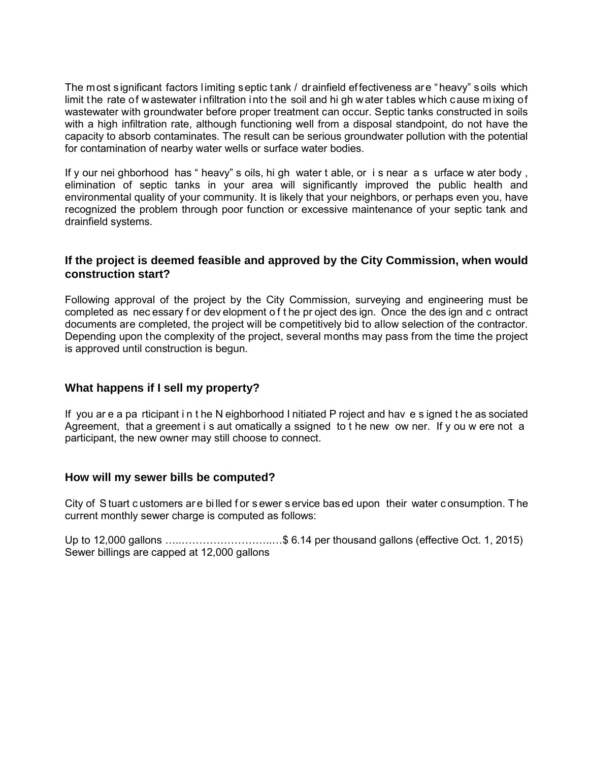The most significant factors limiting septic tank / drainfield effectiveness are "heavy" soils which limit the rate of wastewater infiltration into the soil and high water tables which cause mixing of wastewater with groundwater before proper treatment can occur. Septic tanks constructed in soils with a high infiltration rate, although functioning well from a disposal standpoint, do not have the capacity to absorb contaminates. The result can be serious groundwater pollution with the potential for contamination of nearby water wells or surface water bodies.

If your neighborhood has "heavy" soils, high water table, or is near a surface water body, elimination of septic tanks in your area will significantly improved the public health and environmental quality of your community. It is likely that your neighbors, or perhaps even you, have recognized the problem through poor function or excessive maintenance of your septic tank and drainfield systems.

### If the project is deemed feasible and approved by the City Commission, when would construction start?

Following approval of the project by the City Commission, surveying and engineering must be completed as necessary for development of the project design. Once the design and contract documents are completed, the project will be competitively bid to allow selection of the contractor. Depending upon the complexity of the project, several months may pass from the time the project is approved until construction is begun.

### What happens if I sell my property?

If you are a participant in the Neighborhood Initiated Project and have signed the associated Agreement, that agreement is automatically assigned to the new owner. If you were not a participant, the new owner may still choose to connect.

### How will my sewer bills be computed?

City of Stuart customers are billed for sewer service based upon their water consumption. The current monthly sewer charge is computed as follows:

Up to 12,000 gallons …..………………………..….$ 6.14 per thousand gallons (effective Oct. 1, 2015)
Sewer billings are capped at 12,000 gallons